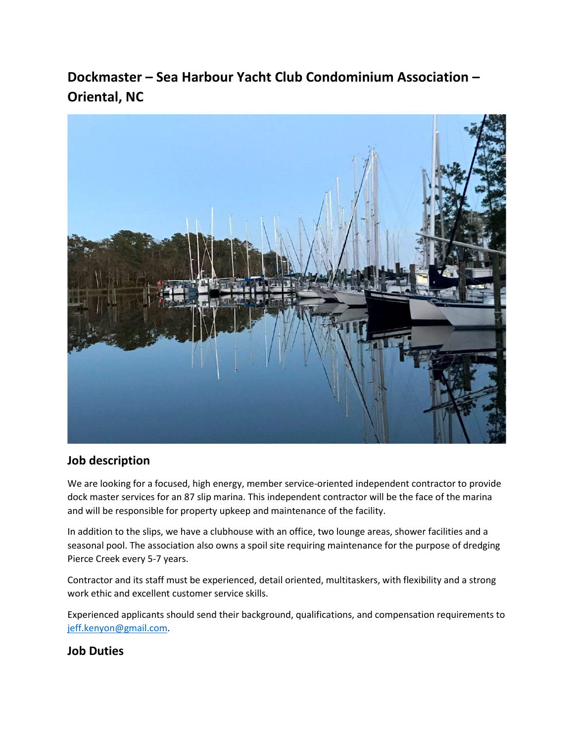# Dockmaster – Sea Harbour Yacht Club Condominium Association – Oriental, NC

## Job description

We are looking for a focused, high energy, member service-oriented independent contractor to provide dock master services for an 87 slip marina. This independent contractor will be the face of the marina and will be responsible for property upkeep and maintenance of the facility.

In addition to the slips, we have a clubhouse with an office, two lounge areas, shower facilities and a seasonal pool. The association also owns a spoil site requiring maintenance for the purpose of dredging Pierce Creek every 5-7 years.

Contractor and its staff must be experienced, detail oriented, multitaskers, with flexibility and a strong work ethic and excellent customer service skills.

Experienced applicants should send their background, qualifications, and compensation requirements to [jeff.kenyon@gmail.com](mailto:jeff.kenyon@gmail.com).

## Job Duties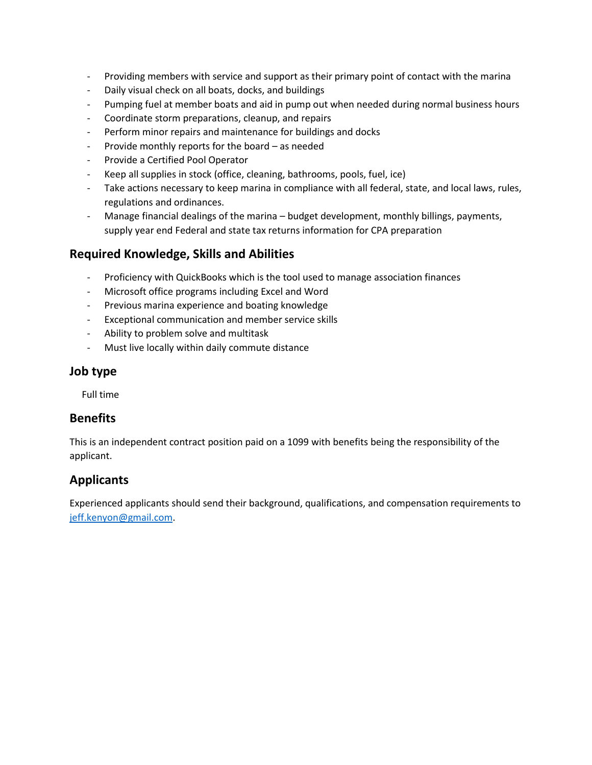- Providing members with service and support as their primary point of contact with the marina
- Daily visual check on all boats, docks, and buildings
- Pumping fuel at member boats and aid in pump out when needed during normal business hours
- Coordinate storm preparations, cleanup, and repairs
- Perform minor repairs and maintenance for buildings and docks
- Provide monthly reports for the board – as needed
- Provide a Certified Pool Operator
- Keep all supplies in stock (office, cleaning, bathrooms, pools, fuel, ice)
- Take actions necessary to keep marina in compliance with all federal, state, and local laws, rules, regulations and ordinances.
- Manage financial dealings of the marina – budget development, monthly billings, payments, supply year end Federal and state tax returns information for CPA preparation

## Required Knowledge, Skills and Abilities

- Proficiency with QuickBooks which is the tool used to manage association finances
- Microsoft office programs including Excel and Word
- Previous marina experience and boating knowledge
- Exceptional communication and member service skills
- Ability to problem solve and multitask
- Must live locally within daily commute distance

## Job type

Full time

## Benefits

This is an independent contract position paid on a 1099 with benefits being the responsibility of the applicant.

## Applicants

Experienced applicants should send their background, qualifications, and compensation requirements to jeff.kenyon@gmail.com.